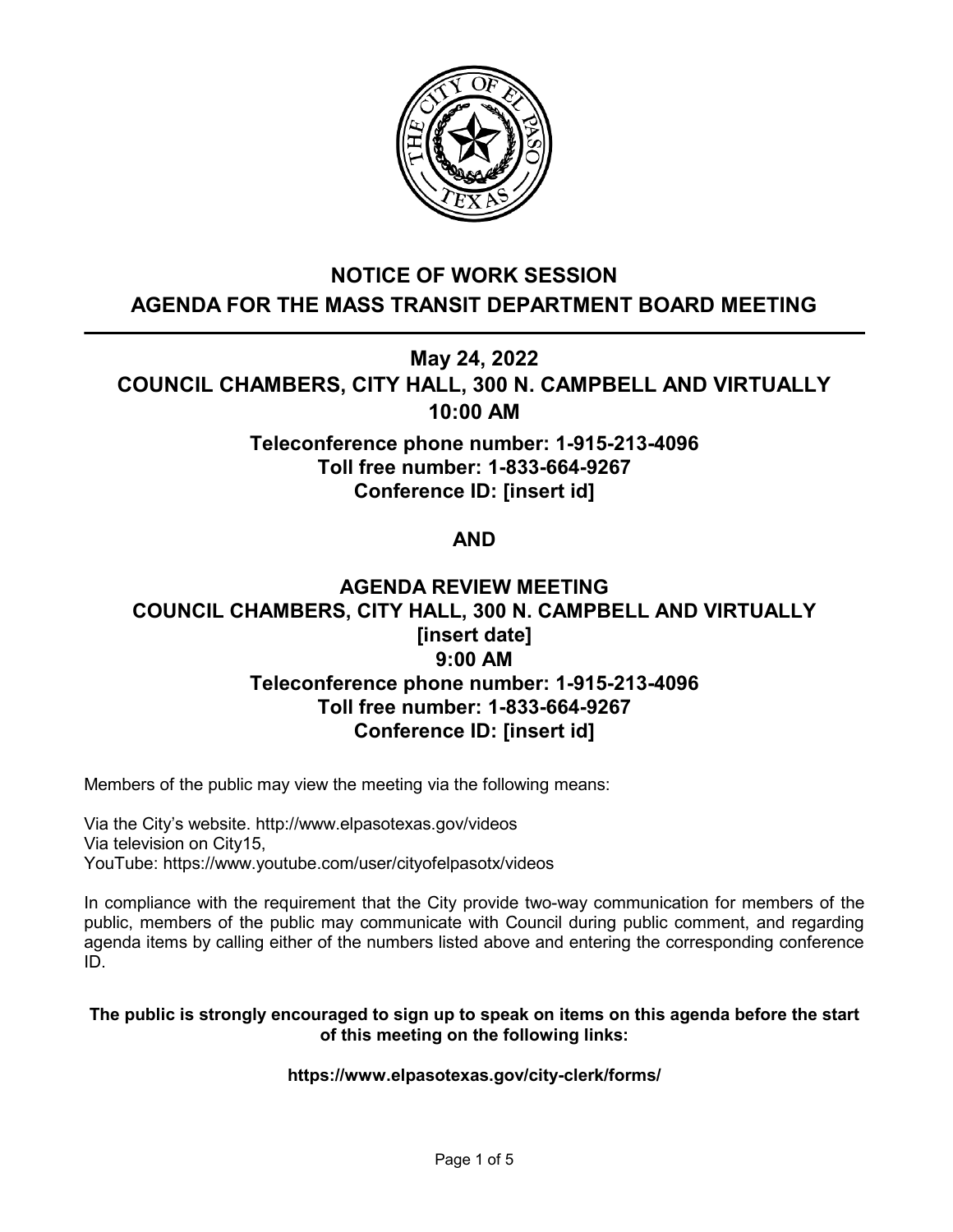# NOTICE OF WORK SESSION
# AGENDA FOR THE MASS TRANSIT DEPARTMENT BOARD MEETING

## May 24, 2022
## COUNCIL CHAMBERS, CITY HALL, 300 N. CAMPBELL AND VIRTUALLY
## 10:00 AM

**Teleconference phone number: 1-915-213-4096**
**Toll free number: 1-833-664-9267**
**Conference ID: [insert id]**

**AND**

## AGENDA REVIEW MEETING
## COUNCIL CHAMBERS, CITY HALL, 300 N. CAMPBELL AND VIRTUALLY
## [insert date]
## 9:00 AM

**Teleconference phone number: 1-915-213-4096**
**Toll free number: 1-833-664-9267**
**Conference ID: [insert id]**

Members of the public may view the meeting via the following means:

Via the City's website. http://www.elpasotexas.gov/videos
Via television on City15,
YouTube: https://www.youtube.com/user/cityofelpasotx/videos

In compliance with the requirement that the City provide two-way communication for members of the public, members of the public may communicate with Council during public comment, and regarding agenda items by calling either of the numbers listed above and entering the corresponding conference ID.

**The public is strongly encouraged to sign up to speak on items on this agenda before the start of this meeting on the following links:**

**https://www.elpasotexas.gov/city-clerk/forms/**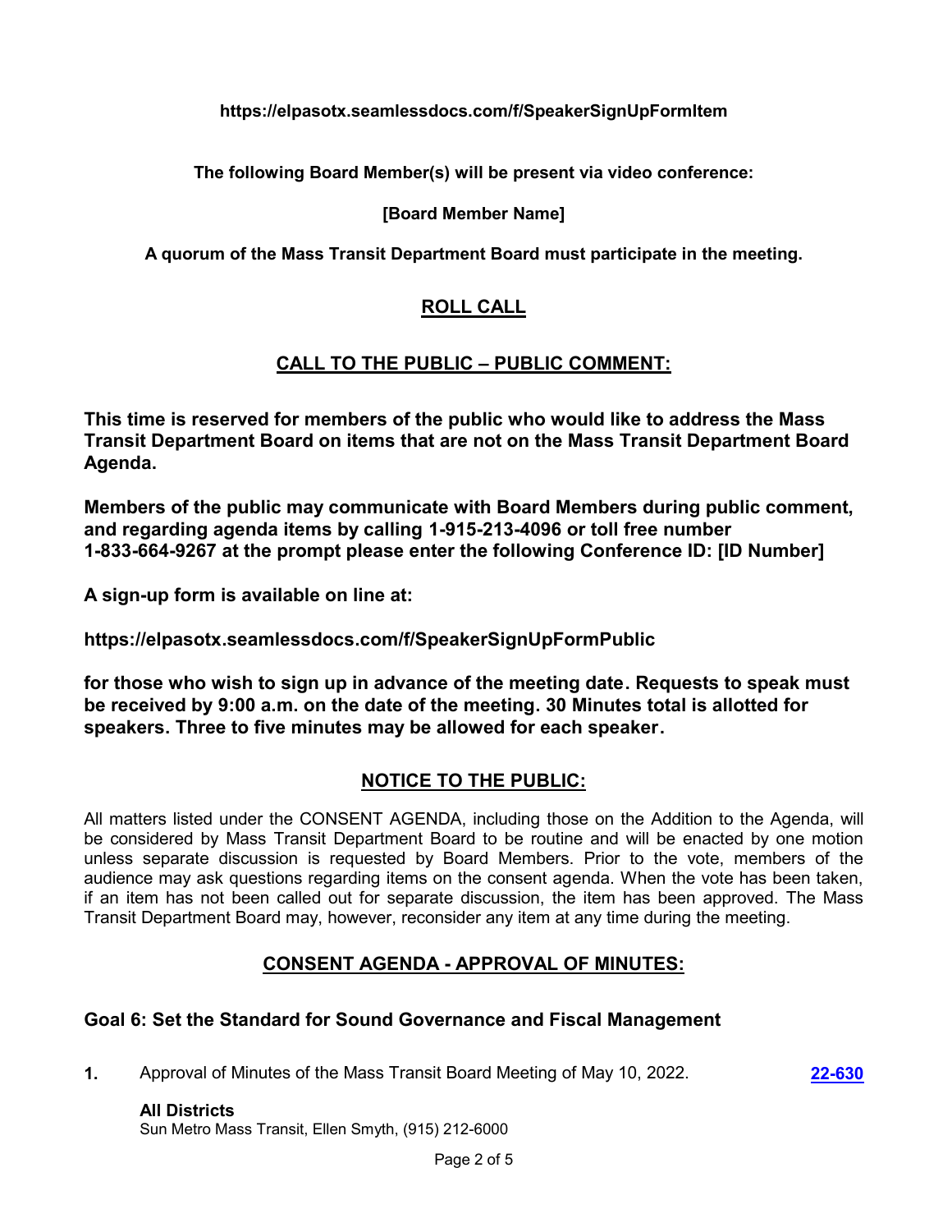**https://elpasotx.seamlessdocs.com/f/SpeakerSignUpFormItem**

**The following Board Member(s) will be present via video conference:**

**[Board Member Name]**

**A quorum of the Mass Transit Department Board must participate in the meeting.**

## ROLL CALL

## CALL TO THE PUBLIC – PUBLIC COMMENT:

**This time is reserved for members of the public who would like to address the Mass Transit Department Board on items that are not on the Mass Transit Department Board Agenda.**

**Members of the public may communicate with Board Members during public comment, and regarding agenda items by calling 1-915-213-4096 or toll free number 1-833-664-9267 at the prompt please enter the following Conference ID: [ID Number]**

**A sign-up form is available on line at:**

**https://elpasotx.seamlessdocs.com/f/SpeakerSignUpFormPublic**

**for those who wish to sign up in advance of the meeting date. Requests to speak must be received by 9:00 a.m. on the date of the meeting. 30 Minutes total is allotted for speakers. Three to five minutes may be allowed for each speaker.**

## NOTICE TO THE PUBLIC:

All matters listed under the CONSENT AGENDA, including those on the Addition to the Agenda, will be considered by Mass Transit Department Board to be routine and will be enacted by one motion unless separate discussion is requested by Board Members. Prior to the vote, members of the audience may ask questions regarding items on the consent agenda. When the vote has been taken, if an item has not been called out for separate discussion, the item has been approved. The Mass Transit Department Board may, however, reconsider any item at any time during the meeting.

## CONSENT AGENDA - APPROVAL OF MINUTES:

### Goal 6: Set the Standard for Sound Governance and Fiscal Management

**1.** Approval of Minutes of the Mass Transit Board Meeting of May 10, 2022. **22-630**

**All Districts**
Sun Metro Mass Transit, Ellen Smyth, (915) 212-6000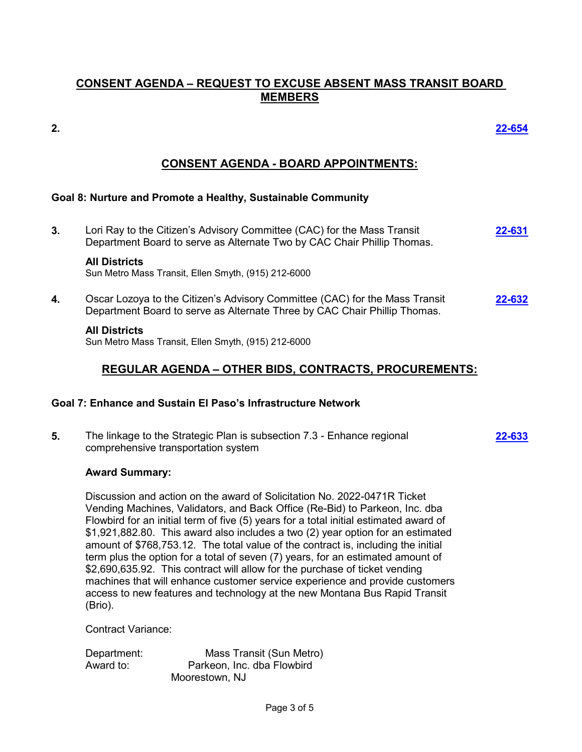## CONSENT AGENDA – REQUEST TO EXCUSE ABSENT MASS TRANSIT BOARD MEMBERS

**2.** **22-654**

## CONSENT AGENDA - BOARD APPOINTMENTS:

### Goal 8: Nurture and Promote a Healthy, Sustainable Community

**3.** Lori Ray to the Citizen's Advisory Committee (CAC) for the Mass Transit Department Board to serve as Alternate Two by CAC Chair Phillip Thomas. **22-631**

**All Districts**
Sun Metro Mass Transit, Ellen Smyth, (915) 212-6000

**4.** Oscar Lozoya to the Citizen's Advisory Committee (CAC) for the Mass Transit Department Board to serve as Alternate Three by CAC Chair Phillip Thomas. **22-632**

**All Districts**
Sun Metro Mass Transit, Ellen Smyth, (915) 212-6000

## REGULAR AGENDA – OTHER BIDS, CONTRACTS, PROCUREMENTS:

### Goal 7: Enhance and Sustain El Paso's Infrastructure Network

**5.** The linkage to the Strategic Plan is subsection 7.3 - Enhance regional comprehensive transportation system **22-633**

**Award Summary:**

Discussion and action on the award of Solicitation No. 2022-0471R Ticket Vending Machines, Validators, and Back Office (Re-Bid) to Parkeon, Inc. dba Flowbird for an initial term of five (5) years for a total initial estimated award of $1,921,882.80. This award also includes a two (2) year option for an estimated amount of $768,753.12. The total value of the contract is, including the initial term plus the option for a total of seven (7) years, for an estimated amount of $2,690,635.92. This contract will allow for the purchase of ticket vending machines that will enhance customer service experience and provide customers access to new features and technology at the new Montana Bus Rapid Transit (Brio).

Contract Variance:

Department: Mass Transit (Sun Metro)
Award to: Parkeon, Inc. dba Flowbird
Moorestown, NJ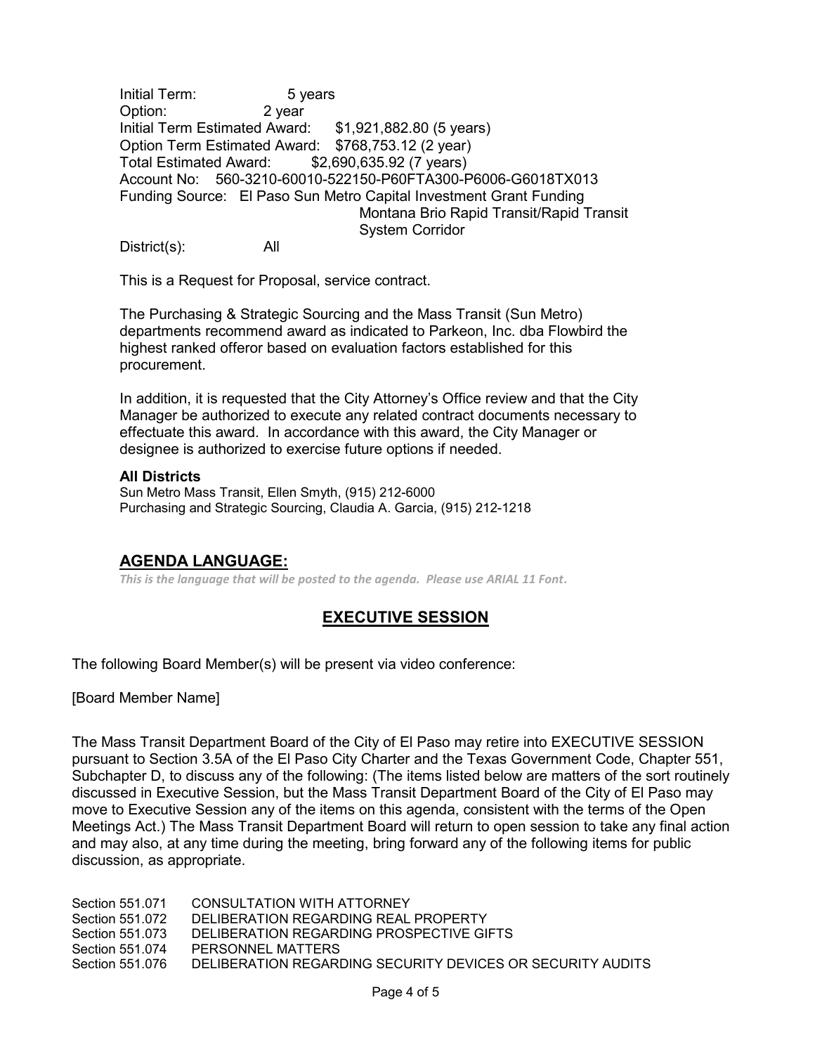Initial Term: 5 years
Option: 2 year
Initial Term Estimated Award: $1,921,882.80 (5 years)
Option Term Estimated Award: $768,753.12 (2 year)
Total Estimated Award: $2,690,635.92 (7 years)
Account No: 560-3210-60010-522150-P60FTA300-P6006-G6018TX013
Funding Source: El Paso Sun Metro Capital Investment Grant Funding
Montana Brio Rapid Transit/Rapid Transit System Corridor
District(s): All

This is a Request for Proposal, service contract.

The Purchasing & Strategic Sourcing and the Mass Transit (Sun Metro) departments recommend award as indicated to Parkeon, Inc. dba Flowbird the highest ranked offeror based on evaluation factors established for this procurement.

In addition, it is requested that the City Attorney's Office review and that the City Manager be authorized to execute any related contract documents necessary to effectuate this award. In accordance with this award, the City Manager or designee is authorized to exercise future options if needed.

**All Districts**
Sun Metro Mass Transit, Ellen Smyth, (915) 212-6000
Purchasing and Strategic Sourcing, Claudia A. Garcia, (915) 212-1218

## AGENDA LANGUAGE:

*This is the language that will be posted to the agenda. Please use ARIAL 11 Font.*

## EXECUTIVE SESSION

The following Board Member(s) will be present via video conference:

[Board Member Name]

The Mass Transit Department Board of the City of El Paso may retire into EXECUTIVE SESSION pursuant to Section 3.5A of the El Paso City Charter and the Texas Government Code, Chapter 551, Subchapter D, to discuss any of the following: (The items listed below are matters of the sort routinely discussed in Executive Session, but the Mass Transit Department Board of the City of El Paso may move to Executive Session any of the items on this agenda, consistent with the terms of the Open Meetings Act.) The Mass Transit Department Board will return to open session to take any final action and may also, at any time during the meeting, bring forward any of the following items for public discussion, as appropriate.

Section 551.071 CONSULTATION WITH ATTORNEY
Section 551.072 DELIBERATION REGARDING REAL PROPERTY
Section 551.073 DELIBERATION REGARDING PROSPECTIVE GIFTS
Section 551.074 PERSONNEL MATTERS
Section 551.076 DELIBERATION REGARDING SECURITY DEVICES OR SECURITY AUDITS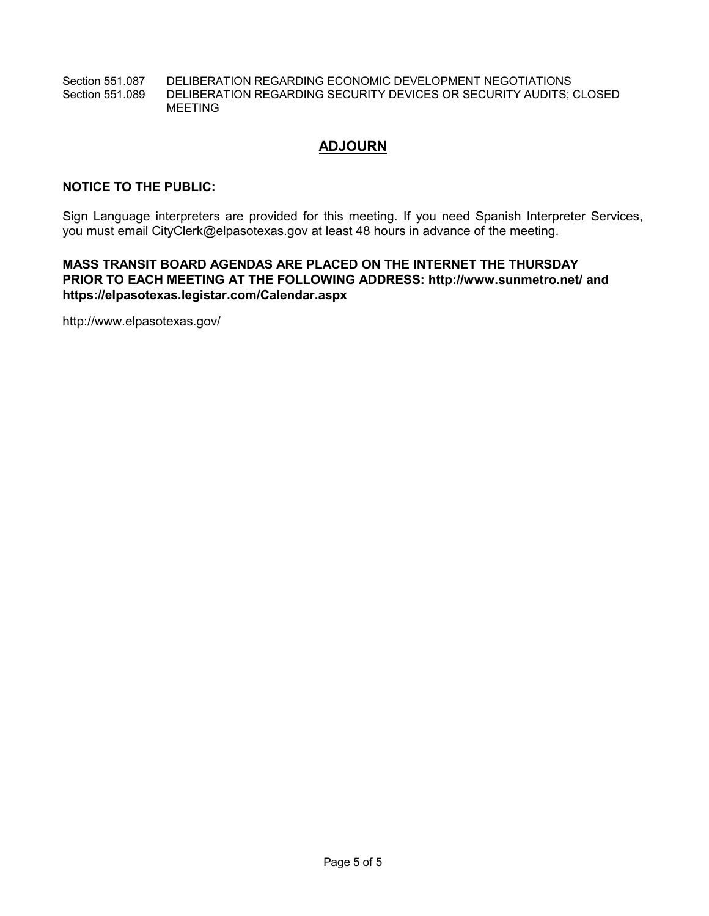Section 551.087 DELIBERATION REGARDING ECONOMIC DEVELOPMENT NEGOTIATIONS
Section 551.089 DELIBERATION REGARDING SECURITY DEVICES OR SECURITY AUDITS; CLOSED MEETING

## ADJOURN

**NOTICE TO THE PUBLIC:**

Sign Language interpreters are provided for this meeting. If you need Spanish Interpreter Services, you must email CityClerk@elpasotexas.gov at least 48 hours in advance of the meeting.

**MASS TRANSIT BOARD AGENDAS ARE PLACED ON THE INTERNET THE THURSDAY PRIOR TO EACH MEETING AT THE FOLLOWING ADDRESS: http://www.sunmetro.net/ and https://elpasotexas.legistar.com/Calendar.aspx**

http://www.elpasotexas.gov/